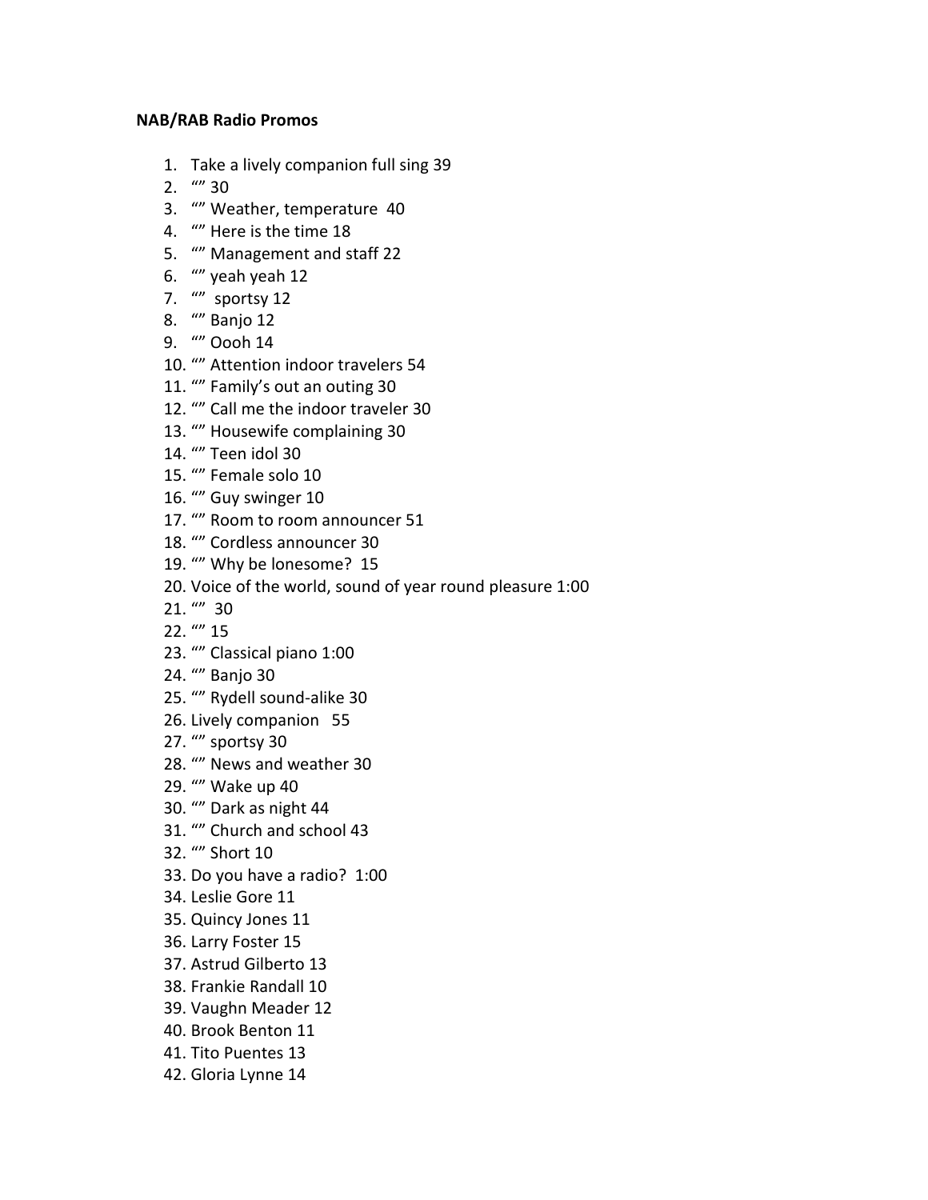**NAB/RAB Radio Promos**

1. Take a lively companion full sing 39
2. “” 30
3. “” Weather, temperature 40
4. “” Here is the time 18
5. “” Management and staff 22
6. “” yeah yeah 12
7. “” sportsy 12
8. “” Banjo 12
9. “” Oooh 14
10. “” Attention indoor travelers 54
11. “” Family’s out an outing 30
12. “” Call me the indoor traveler 30
13. “” Housewife complaining 30
14. “” Teen idol 30
15. “” Female solo 10
16. “” Guy swinger 10
17. “” Room to room announcer 51
18. “” Cordless announcer 30
19. “” Why be lonesome? 15
20. Voice of the world, sound of year round pleasure 1:00
21. “” 30
22. “” 15
23. “” Classical piano 1:00
24. “” Banjo 30
25. “” Rydell sound-alike 30
26. Lively companion 55
27. “” sportsy 30
28. “” News and weather 30
29. “” Wake up 40
30. “” Dark as night 44
31. “” Church and school 43
32. “” Short 10
33. Do you have a radio? 1:00
34. Leslie Gore 11
35. Quincy Jones 11
36. Larry Foster 15
37. Astrud Gilberto 13
38. Frankie Randall 10
39. Vaughn Meader 12
40. Brook Benton 11
41. Tito Puentes 13
42. Gloria Lynne 14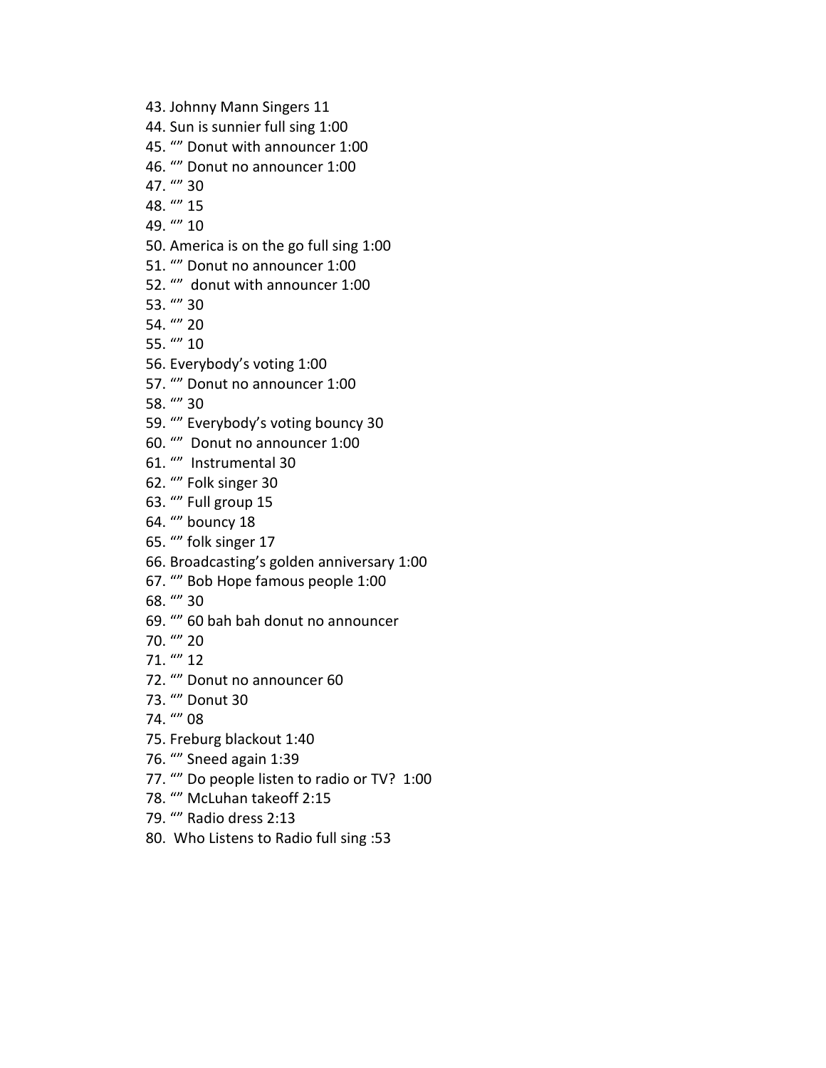43. Johnny Mann Singers 11
44. Sun is sunnier full sing 1:00
45. “” Donut with announcer 1:00
46. “” Donut no announcer 1:00
47. “” 30
48. “” 15
49. “” 10
50. America is on the go full sing 1:00
51. “” Donut no announcer 1:00
52. “”  donut with announcer 1:00
53. “” 30
54. “” 20
55. “” 10
56. Everybody’s voting 1:00
57. “” Donut no announcer 1:00
58. “” 30
59. “” Everybody’s voting bouncy 30
60. “”  Donut no announcer 1:00
61. “”  Instrumental 30
62. “” Folk singer 30
63. “” Full group 15
64. “” bouncy 18
65. “” folk singer 17
66. Broadcasting’s golden anniversary 1:00
67. “” Bob Hope famous people 1:00
68. “” 30
69. “” 60 bah bah donut no announcer
70. “” 20
71. “” 12
72. “” Donut no announcer 60
73. “” Donut 30
74. “” 08
75. Freburg blackout 1:40
76. “” Sneed again 1:39
77. “” Do people listen to radio or TV?  1:00
78. “” McLuhan takeoff 2:15
79. “” Radio dress 2:13
80.  Who Listens to Radio full sing :53